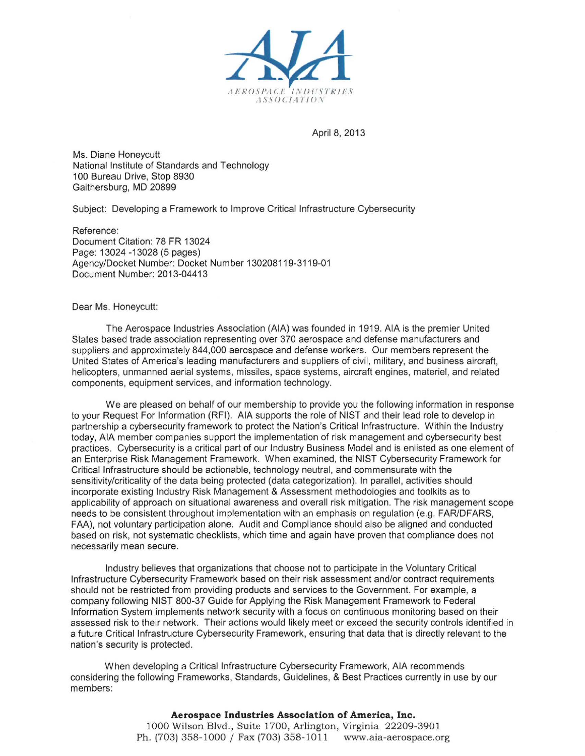AIA
AEROSPACE INDUSTRIES ASSOCIATION

April 8, 2013

Ms. Diane Honeycutt
National Institute of Standards and Technology
100 Bureau Drive, Stop 8930
Gaithersburg, MD 20899

Subject: Developing a Framework to Improve Critical Infrastructure Cybersecurity

Reference:
Document Citation: 78 FR 13024
Page: 13024 -13028 (5 pages)
Agency/Docket Number: Docket Number 130208119-3119-01
Document Number: 2013-04413

Dear Ms. Honeycutt:

The Aerospace Industries Association (AIA) was founded in 1919. AIA is the premier United States based trade association representing over 370 aerospace and defense manufacturers and suppliers and approximately 844,000 aerospace and defense workers. Our members represent the United States of America's leading manufacturers and suppliers of civil, military, and business aircraft, helicopters, unmanned aerial systems, missiles, space systems, aircraft engines, materiel, and related components, equipment services, and information technology.

We are pleased on behalf of our membership to provide you the following information in response to your Request For Information (RFI). AIA supports the role of NIST and their lead role to develop in partnership a cybersecurity framework to protect the Nation's Critical Infrastructure. Within the Industry today, AIA member companies support the implementation of risk management and cybersecurity best practices. Cybersecurity is a critical part of our Industry Business Model and is enlisted as one element of an Enterprise Risk Management Framework. When examined, the NIST Cybersecurity Framework for Critical Infrastructure should be actionable, technology neutral, and commensurate with the sensitivity/criticality of the data being protected (data categorization). In parallel, activities should incorporate existing Industry Risk Management & Assessment methodologies and toolkits as to applicability of approach on situational awareness and overall risk mitigation. The risk management scope needs to be consistent throughout implementation with an emphasis on regulation (e.g. FAR/DFARS, FAA), not voluntary participation alone. Audit and Compliance should also be aligned and conducted based on risk, not systematic checklists, which time and again have proven that compliance does not necessarily mean secure.

Industry believes that organizations that choose not to participate in the Voluntary Critical Infrastructure Cybersecurity Framework based on their risk assessment and/or contract requirements should not be restricted from providing products and services to the Government. For example, a company following NIST 800-37 Guide for Applying the Risk Management Framework to Federal Information System implements network security with a focus on continuous monitoring based on their assessed risk to their network. Their actions would likely meet or exceed the security controls identified in a future Critical Infrastructure Cybersecurity Framework, ensuring that data that is directly relevant to the nation's security is protected.

When developing a Critical Infrastructure Cybersecurity Framework, AIA recommends considering the following Frameworks, Standards, Guidelines, & Best Practices currently in use by our members:

**Aerospace Industries Association of America, Inc.**
1000 Wilson Blvd., Suite 1700, Arlington, Virginia 22209-3901
Ph. (703) 358-1000 / Fax (703) 358-1011 www.aia-aerospace.org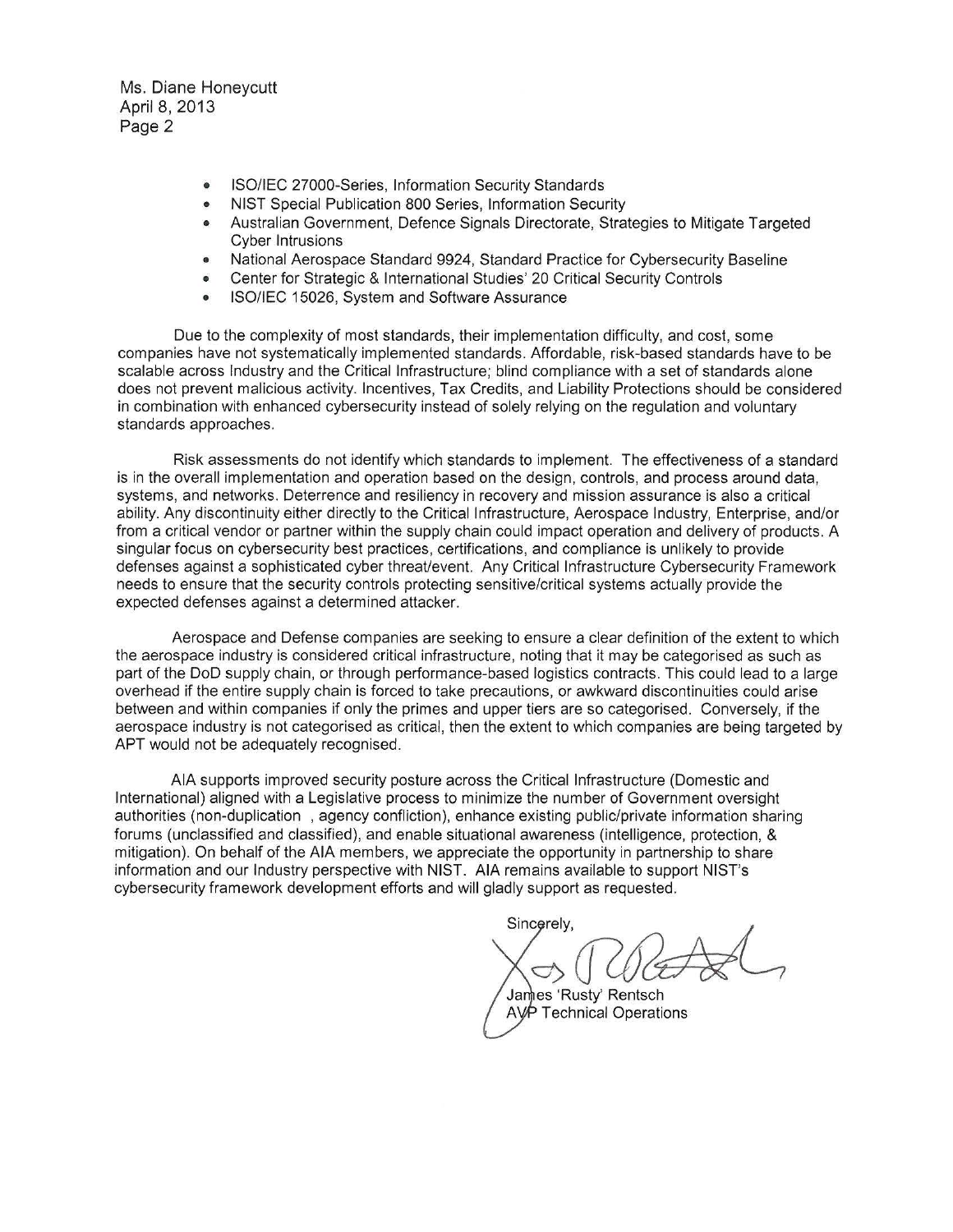- ISO/IEC 27000-Series, Information Security Standards
- NIST Special Publication 800 Series, Information Security
- Australian Government, Defence Signals Directorate, Strategies to Mitigate Targeted Cyber Intrusions
- National Aerospace Standard 9924, Standard Practice for Cybersecurity Baseline
- Center for Strategic & International Studies' 20 Critical Security Controls
- ISO/IEC 15026, System and Software Assurance

Due to the complexity of most standards, their implementation difficulty, and cost, some companies have not systematically implemented standards. Affordable, risk-based standards have to be scalable across Industry and the Critical Infrastructure; blind compliance with a set of standards alone does not prevent malicious activity. Incentives, Tax Credits, and Liability Protections should be considered in combination with enhanced cybersecurity instead of solely relying on the regulation and voluntary standards approaches.

Risk assessments do not identify which standards to implement. The effectiveness of a standard is in the overall implementation and operation based on the design, controls, and process around data, systems, and networks. Deterrence and resiliency in recovery and mission assurance is also a critical ability. Any discontinuity either directly to the Critical Infrastructure, Aerospace Industry, Enterprise, and/or from a critical vendor or partner within the supply chain could impact operation and delivery of products. A singular focus on cybersecurity best practices, certifications, and compliance is unlikely to provide defenses against a sophisticated cyber threat/event. Any Critical Infrastructure Cybersecurity Framework needs to ensure that the security controls protecting sensitive/critical systems actually provide the expected defenses against a determined attacker.

Aerospace and Defense companies are seeking to ensure a clear definition of the extent to which the aerospace industry is considered critical infrastructure, noting that it may be categorised as such as part of the DoD supply chain, or through performance-based logistics contracts. This could lead to a large overhead if the entire supply chain is forced to take precautions, or awkward discontinuities could arise between and within companies if only the primes and upper tiers are so categorised. Conversely, if the aerospace industry is not categorised as critical, then the extent to which companies are being targeted by APT would not be adequately recognised.

AIA supports improved security posture across the Critical Infrastructure (Domestic and International) aligned with a Legislative process to minimize the number of Government oversight authorities (non-duplication , agency confliction), enhance existing public/private information sharing forums (unclassified and classified), and enable situational awareness (intelligence, protection, & mitigation). On behalf of the AIA members, we appreciate the opportunity in partnership to share information and our Industry perspective with NIST. AIA remains available to support NIST's cybersecurity framework development efforts and will gladly support as requested.

Sincerely,

James 'Rusty' Rentsch
AVP Technical Operations